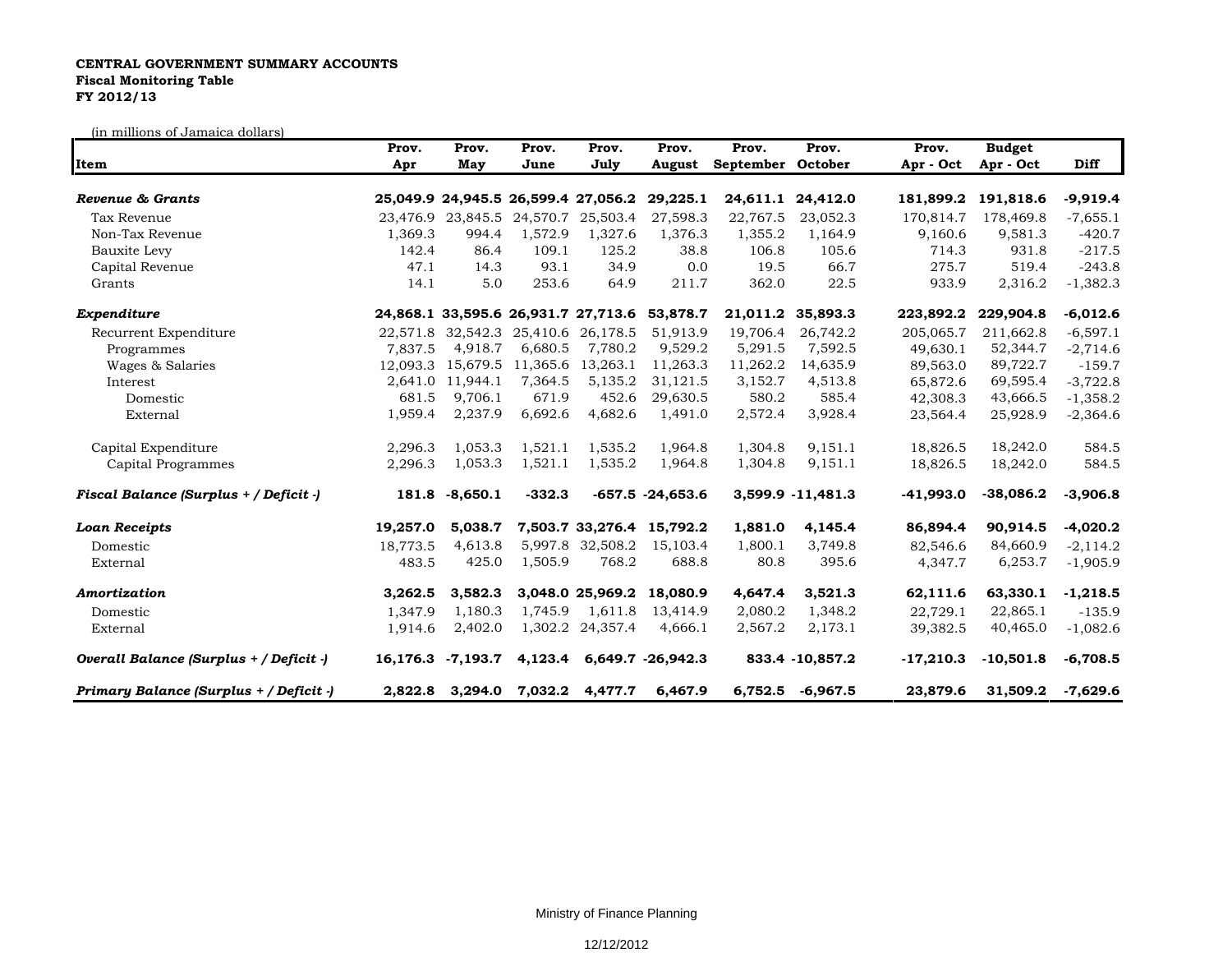**CENTRAL GOVERNMENT SUMMARY ACCOUNTS**
**Fiscal Monitoring Table**
**FY 2012/13**

(in millions of Jamaica dollars)

| Item | Prov. Apr | Prov. May | Prov. June | Prov. July | Prov. August | Prov. September | Prov. October | Prov. Apr - Oct | Budget Apr - Oct | Diff |
|---|---|---|---|---|---|---|---|---|---|---|
| ***Revenue & Grants*** | **25,049.9** | **24,945.5** | **26,599.4** | **27,056.2** | **29,225.1** | **24,611.1** | **24,412.0** | **181,899.2** | **191,818.6** | **-9,919.4** |
| Tax Revenue | 23,476.9 | 23,845.5 | 24,570.7 | 25,503.4 | 27,598.3 | 22,767.5 | 23,052.3 | 170,814.7 | 178,469.8 | -7,655.1 |
| Non-Tax Revenue | 1,369.3 | 994.4 | 1,572.9 | 1,327.6 | 1,376.3 | 1,355.2 | 1,164.9 | 9,160.6 | 9,581.3 | -420.7 |
| Bauxite Levy | 142.4 | 86.4 | 109.1 | 125.2 | 38.8 | 106.8 | 105.6 | 714.3 | 931.8 | -217.5 |
| Capital Revenue | 47.1 | 14.3 | 93.1 | 34.9 | 0.0 | 19.5 | 66.7 | 275.7 | 519.4 | -243.8 |
| Grants | 14.1 | 5.0 | 253.6 | 64.9 | 211.7 | 362.0 | 22.5 | 933.9 | 2,316.2 | -1,382.3 |
| ***Expenditure*** | **24,868.1** | **33,595.6** | **26,931.7** | **27,713.6** | **53,878.7** | **21,011.2** | **35,893.3** | **223,892.2** | **229,904.8** | **-6,012.6** |
| Recurrent Expenditure | 22,571.8 | 32,542.3 | 25,410.6 | 26,178.5 | 51,913.9 | 19,706.4 | 26,742.2 | 205,065.7 | 211,662.8 | -6,597.1 |
| Programmes | 7,837.5 | 4,918.7 | 6,680.5 | 7,780.2 | 9,529.2 | 5,291.5 | 7,592.5 | 49,630.1 | 52,344.7 | -2,714.6 |
| Wages & Salaries | 12,093.3 | 15,679.5 | 11,365.6 | 13,263.1 | 11,263.3 | 11,262.2 | 14,635.9 | 89,563.0 | 89,722.7 | -159.7 |
| Interest | 2,641.0 | 11,944.1 | 7,364.5 | 5,135.2 | 31,121.5 | 3,152.7 | 4,513.8 | 65,872.6 | 69,595.4 | -3,722.8 |
| Domestic | 681.5 | 9,706.1 | 671.9 | 452.6 | 29,630.5 | 580.2 | 585.4 | 42,308.3 | 43,666.5 | -1,358.2 |
| External | 1,959.4 | 2,237.9 | 6,692.6 | 4,682.6 | 1,491.0 | 2,572.4 | 3,928.4 | 23,564.4 | 25,928.9 | -2,364.6 |
| Capital Expenditure | 2,296.3 | 1,053.3 | 1,521.1 | 1,535.2 | 1,964.8 | 1,304.8 | 9,151.1 | 18,826.5 | 18,242.0 | 584.5 |
| Capital Programmes | 2,296.3 | 1,053.3 | 1,521.1 | 1,535.2 | 1,964.8 | 1,304.8 | 9,151.1 | 18,826.5 | 18,242.0 | 584.5 |
| ***Fiscal Balance (Surplus + / Deficit -)*** | **181.8** | **-8,650.1** | **-332.3** | **-657.5** | **-24,653.6** | **3,599.9** | **-11,481.3** | **-41,993.0** | **-38,086.2** | **-3,906.8** |
| ***Loan Receipts*** | **19,257.0** | **5,038.7** | **7,503.7** | **33,276.4** | **15,792.2** | **1,881.0** | **4,145.4** | **86,894.4** | **90,914.5** | **-4,020.2** |
| Domestic | 18,773.5 | 4,613.8 | 5,997.8 | 32,508.2 | 15,103.4 | 1,800.1 | 3,749.8 | 82,546.6 | 84,660.9 | -2,114.2 |
| External | 483.5 | 425.0 | 1,505.9 | 768.2 | 688.8 | 80.8 | 395.6 | 4,347.7 | 6,253.7 | -1,905.9 |
| ***Amortization*** | **3,262.5** | **3,582.3** | **3,048.0** | **25,969.2** | **18,080.9** | **4,647.4** | **3,521.3** | **62,111.6** | **63,330.1** | **-1,218.5** |
| Domestic | 1,347.9 | 1,180.3 | 1,745.9 | 1,611.8 | 13,414.9 | 2,080.2 | 1,348.2 | 22,729.1 | 22,865.1 | -135.9 |
| External | 1,914.6 | 2,402.0 | 1,302.2 | 24,357.4 | 4,666.1 | 2,567.2 | 2,173.1 | 39,382.5 | 40,465.0 | -1,082.6 |
| ***Overall Balance (Surplus + / Deficit -)*** | **16,176.3** | **-7,193.7** | **4,123.4** | **6,649.7** | **-26,942.3** | **833.4** | **-10,857.2** | **-17,210.3** | **-10,501.8** | **-6,708.5** |
| ***Primary Balance (Surplus + / Deficit -)*** | **2,822.8** | **3,294.0** | **7,032.2** | **4,477.7** | **6,467.9** | **6,752.5** | **-6,967.5** | **23,879.6** | **31,509.2** | **-7,629.6** |

Ministry of Finance Planning

12/12/2012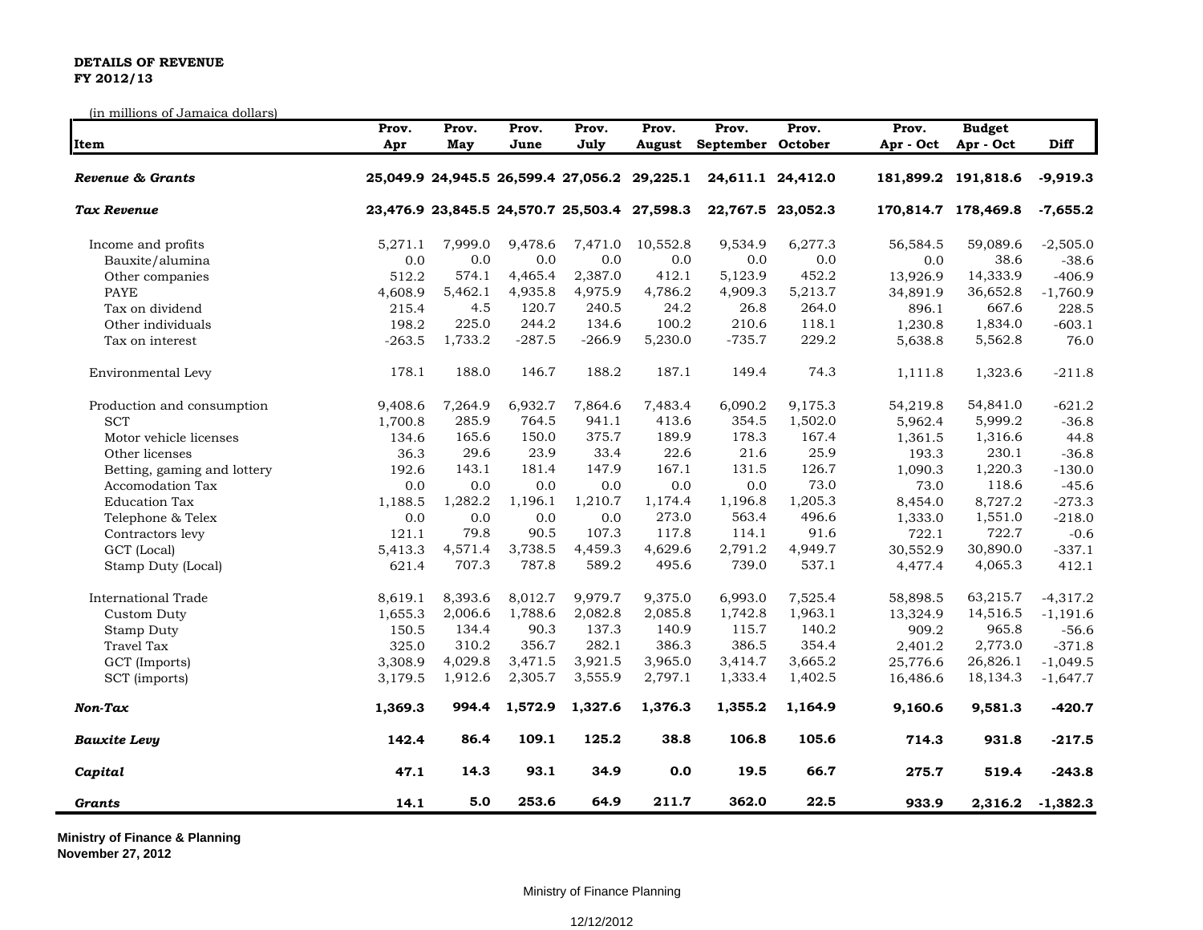**DETAILS OF REVENUE**
**FY 2012/13**

(in millions of Jamaica dollars)

| Item | Prov. Apr | Prov. May | Prov. June | Prov. July | Prov. August | Prov. September | Prov. October | Prov. Apr - Oct | Budget Apr - Oct | Diff |
|---|---|---|---|---|---|---|---|---|---|---|
| ***Revenue & Grants*** | **25,049.9** | **24,945.5** | **26,599.4** | **27,056.2** | **29,225.1** | **24,611.1** | **24,412.0** | **181,899.2** | **191,818.6** | **-9,919.3** |
| ***Tax Revenue*** | **23,476.9** | **23,845.5** | **24,570.7** | **25,503.4** | **27,598.3** | **22,767.5** | **23,052.3** | **170,814.7** | **178,469.8** | **-7,655.2** |
| Income and profits | 5,271.1 | 7,999.0 | 9,478.6 | 7,471.0 | 10,552.8 | 9,534.9 | 6,277.3 | 56,584.5 | 59,089.6 | -2,505.0 |
| Bauxite/alumina | 0.0 | 0.0 | 0.0 | 0.0 | 0.0 | 0.0 | 0.0 | 0.0 | 38.6 | -38.6 |
| Other companies | 512.2 | 574.1 | 4,465.4 | 2,387.0 | 412.1 | 5,123.9 | 452.2 | 13,926.9 | 14,333.9 | -406.9 |
| PAYE | 4,608.9 | 5,462.1 | 4,935.8 | 4,975.9 | 4,786.2 | 4,909.3 | 5,213.7 | 34,891.9 | 36,652.8 | -1,760.9 |
| Tax on dividend | 215.4 | 4.5 | 120.7 | 240.5 | 24.2 | 26.8 | 264.0 | 896.1 | 667.6 | 228.5 |
| Other individuals | 198.2 | 225.0 | 244.2 | 134.6 | 100.2 | 210.6 | 118.1 | 1,230.8 | 1,834.0 | -603.1 |
| Tax on interest | -263.5 | 1,733.2 | -287.5 | -266.9 | 5,230.0 | -735.7 | 229.2 | 5,638.8 | 5,562.8 | 76.0 |
| Environmental Levy | 178.1 | 188.0 | 146.7 | 188.2 | 187.1 | 149.4 | 74.3 | 1,111.8 | 1,323.6 | -211.8 |
| Production and consumption | 9,408.6 | 7,264.9 | 6,932.7 | 7,864.6 | 7,483.4 | 6,090.2 | 9,175.3 | 54,219.8 | 54,841.0 | -621.2 |
| SCT | 1,700.8 | 285.9 | 764.5 | 941.1 | 413.6 | 354.5 | 1,502.0 | 5,962.4 | 5,999.2 | -36.8 |
| Motor vehicle licenses | 134.6 | 165.6 | 150.0 | 375.7 | 189.9 | 178.3 | 167.4 | 1,361.5 | 1,316.6 | 44.8 |
| Other licenses | 36.3 | 29.6 | 23.9 | 33.4 | 22.6 | 21.6 | 25.9 | 193.3 | 230.1 | -36.8 |
| Betting, gaming and lottery | 192.6 | 143.1 | 181.4 | 147.9 | 167.1 | 131.5 | 126.7 | 1,090.3 | 1,220.3 | -130.0 |
| Accomodation Tax | 0.0 | 0.0 | 0.0 | 0.0 | 0.0 | 0.0 | 73.0 | 73.0 | 118.6 | -45.6 |
| Education Tax | 1,188.5 | 1,282.2 | 1,196.1 | 1,210.7 | 1,174.4 | 1,196.8 | 1,205.3 | 8,454.0 | 8,727.2 | -273.3 |
| Telephone & Telex | 0.0 | 0.0 | 0.0 | 0.0 | 273.0 | 563.4 | 496.6 | 1,333.0 | 1,551.0 | -218.0 |
| Contractors levy | 121.1 | 79.8 | 90.5 | 107.3 | 117.8 | 114.1 | 91.6 | 722.1 | 722.7 | -0.6 |
| GCT (Local) | 5,413.3 | 4,571.4 | 3,738.5 | 4,459.3 | 4,629.6 | 2,791.2 | 4,949.7 | 30,552.9 | 30,890.0 | -337.1 |
| Stamp Duty (Local) | 621.4 | 707.3 | 787.8 | 589.2 | 495.6 | 739.0 | 537.1 | 4,477.4 | 4,065.3 | 412.1 |
| International Trade | 8,619.1 | 8,393.6 | 8,012.7 | 9,979.7 | 9,375.0 | 6,993.0 | 7,525.4 | 58,898.5 | 63,215.7 | -4,317.2 |
| Custom Duty | 1,655.3 | 2,006.6 | 1,788.6 | 2,082.8 | 2,085.8 | 1,742.8 | 1,963.1 | 13,324.9 | 14,516.5 | -1,191.6 |
| Stamp Duty | 150.5 | 134.4 | 90.3 | 137.3 | 140.9 | 115.7 | 140.2 | 909.2 | 965.8 | -56.6 |
| Travel Tax | 325.0 | 310.2 | 356.7 | 282.1 | 386.3 | 386.5 | 354.4 | 2,401.2 | 2,773.0 | -371.8 |
| GCT (Imports) | 3,308.9 | 4,029.8 | 3,471.5 | 3,921.5 | 3,965.0 | 3,414.7 | 3,665.2 | 25,776.6 | 26,826.1 | -1,049.5 |
| SCT (imports) | 3,179.5 | 1,912.6 | 2,305.7 | 3,555.9 | 2,797.1 | 1,333.4 | 1,402.5 | 16,486.6 | 18,134.3 | -1,647.7 |
| ***Non-Tax*** | **1,369.3** | **994.4** | **1,572.9** | **1,327.6** | **1,376.3** | **1,355.2** | **1,164.9** | **9,160.6** | **9,581.3** | **-420.7** |
| ***Bauxite Levy*** | **142.4** | **86.4** | **109.1** | **125.2** | **38.8** | **106.8** | **105.6** | **714.3** | **931.8** | **-217.5** |
| ***Capital*** | **47.1** | **14.3** | **93.1** | **34.9** | **0.0** | **19.5** | **66.7** | **275.7** | **519.4** | **-243.8** |
| ***Grants*** | **14.1** | **5.0** | **253.6** | **64.9** | **211.7** | **362.0** | **22.5** | **933.9** | **2,316.2** | **-1,382.3** |

**Ministry of Finance & Planning**
**November 27, 2012**

Ministry of Finance Planning

12/12/2012